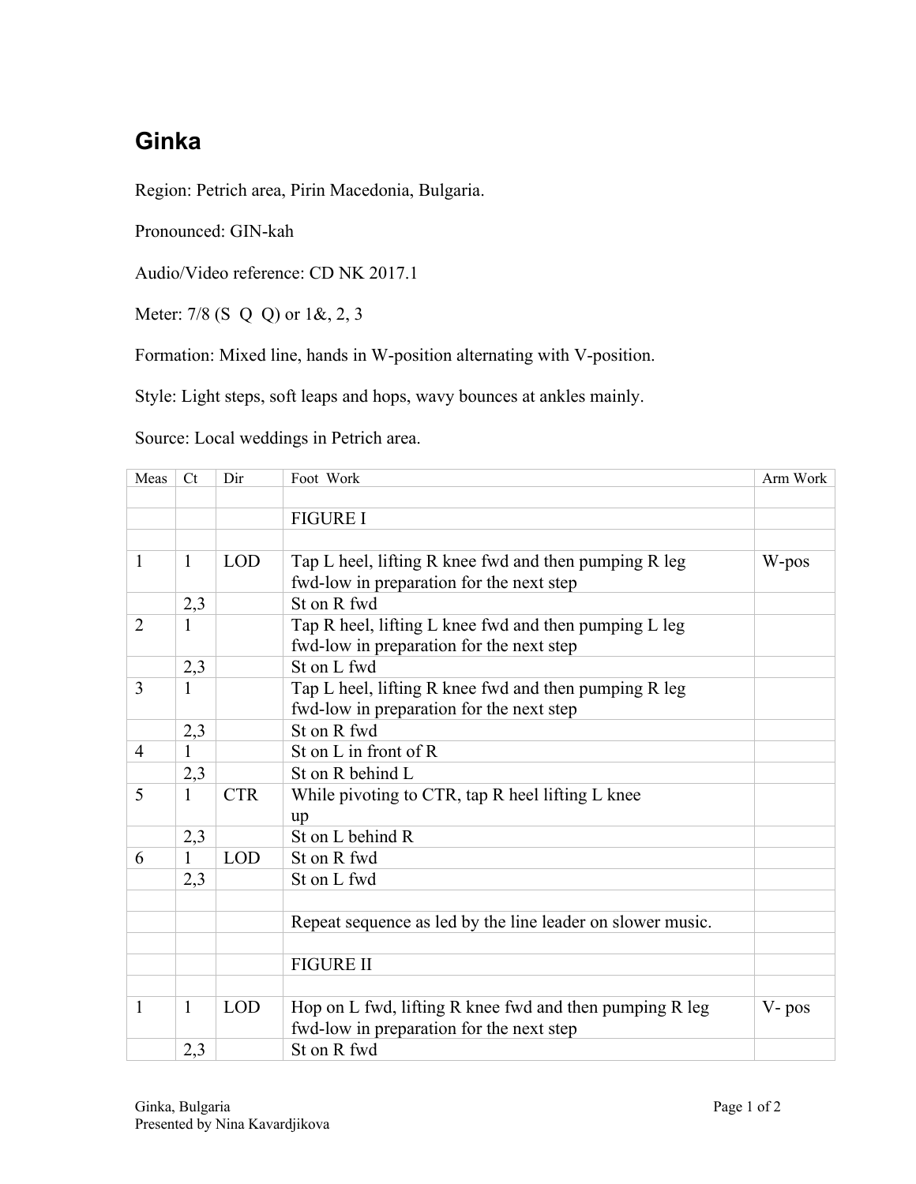# Ginka

Region: Petrich area, Pirin Macedonia, Bulgaria.

Pronounced: GIN-kah

Audio/Video reference: CD NK 2017.1

Meter: 7/8 (S Q Q) or 1&, 2, 3

Formation: Mixed line, hands in W-position alternating with V-position.

Style: Light steps, soft leaps and hops, wavy bounces at ankles mainly.

Source: Local weddings in Petrich area.

| Meas | Ct | Dir | Foot Work | Arm Work |
|---|---|---|---|---|
| | | | | |
| | | | FIGURE I | |
| | | | | |
| 1 | 1 | LOD | Tap L heel, lifting R knee fwd and then pumping R leg fwd-low in preparation for the next step | W-pos |
| | 2,3 | | St on R fwd | |
| 2 | 1 | | Tap R heel, lifting L knee fwd and then pumping L leg fwd-low in preparation for the next step | |
| | 2,3 | | St on L fwd | |
| 3 | 1 | | Tap L heel, lifting R knee fwd and then pumping R leg fwd-low in preparation for the next step | |
| | 2,3 | | St on R fwd | |
| 4 | 1 | | St on L in front of R | |
| | 2,3 | | St on R behind L | |
| 5 | 1 | CTR | While pivoting to CTR, tap R heel lifting L knee up | |
| | 2,3 | | St on L behind R | |
| 6 | 1 | LOD | St on R fwd | |
| | 2,3 | | St on L fwd | |
| | | | | |
| | | | Repeat sequence as led by the line leader on slower music. | |
| | | | | |
| | | | FIGURE II | |
| | | | | |
| 1 | 1 | LOD | Hop on L fwd, lifting R knee fwd and then pumping R leg fwd-low in preparation for the next step | V- pos |
| | 2,3 | | St on R fwd | |

Ginka, Bulgaria
Presented by Nina Kavardjikova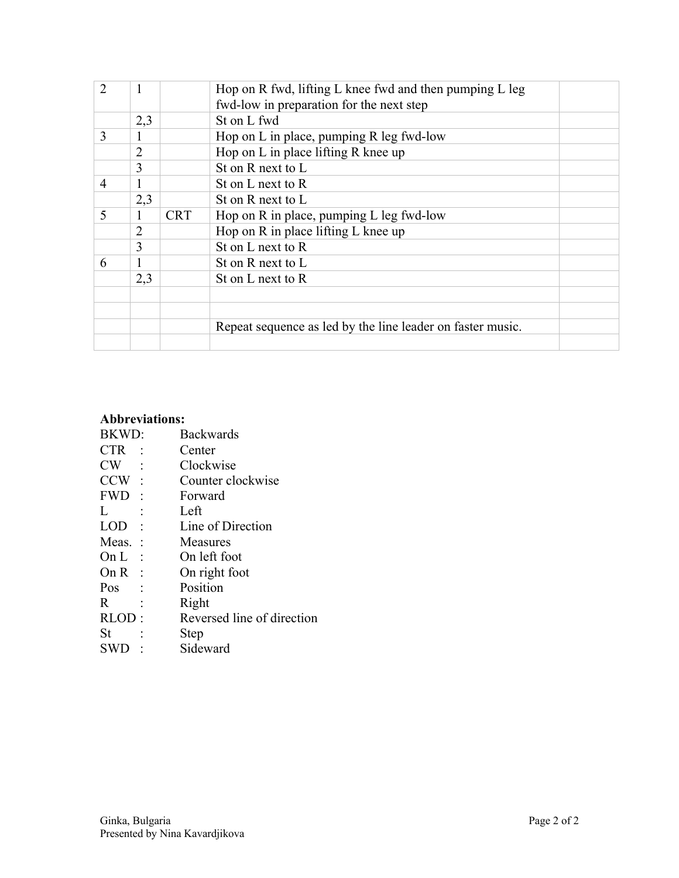| | | | | |
|---|---|---|---|---|
| 2 | 1 | | Hop on R fwd, lifting L knee fwd and then pumping L leg fwd-low in preparation for the next step | |
| | 2,3 | | St on L fwd | |
| 3 | 1 | | Hop on L in place, pumping R leg fwd-low | |
| | 2 | | Hop on L in place lifting R knee up | |
| | 3 | | St on R next to L | |
| 4 | 1 | | St on L next to R | |
| | 2,3 | | St on R next to L | |
| 5 | 1 | CRT | Hop on R in place, pumping L leg fwd-low | |
| | 2 | | Hop on R in place lifting L knee up | |
| | 3 | | St on L next to R | |
| 6 | 1 | | St on R next to L | |
| | 2,3 | | St on L next to R | |
| | | | | |
| | | | | |
| | | | Repeat sequence as led by the line leader on faster music. | |
| | | | | |

**Abbreviations:**

BKWD: Backwards
CTR : Center
CW : Clockwise
CCW : Counter clockwise
FWD : Forward
L : Left
LOD : Line of Direction
Meas. : Measures
On L : On left foot
On R : On right foot
Pos : Position
R : Right
RLOD : Reversed line of direction
St : Step
SWD : Sideward